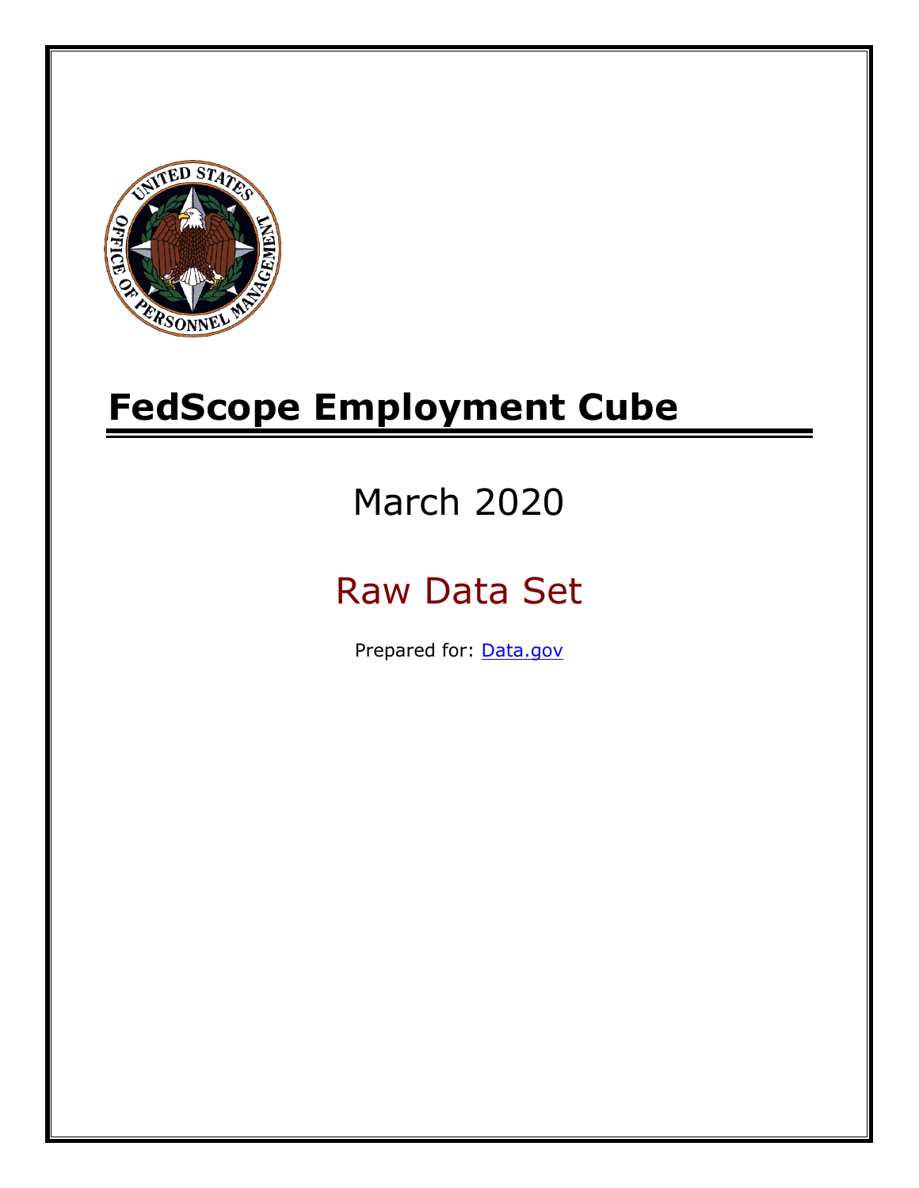# FedScope Employment Cube

March 2020

Raw Data Set

Prepared for: [Data.gov](http://www.data.gov)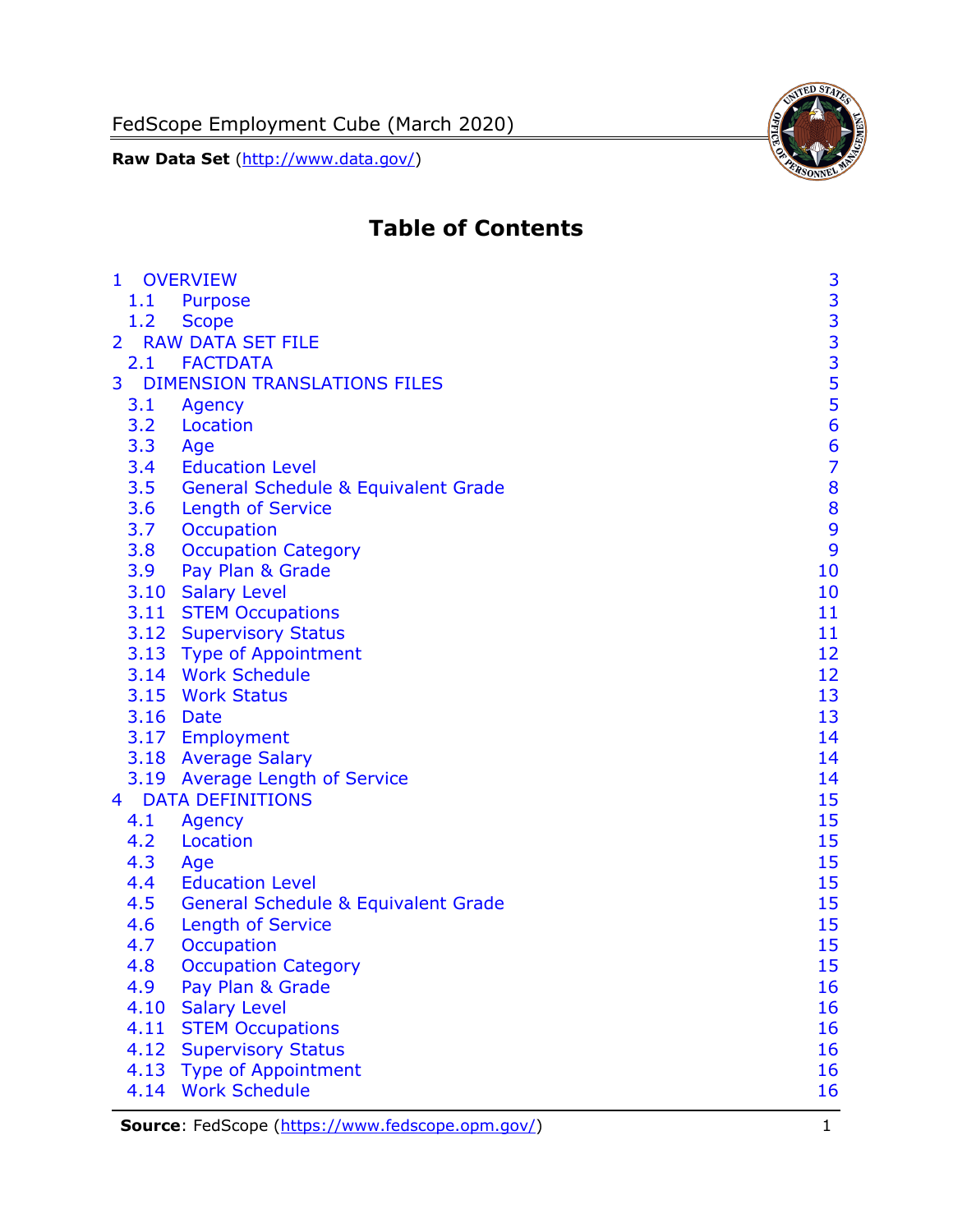# Table of Contents

| | | |
|---|---|---|
| 1 | OVERVIEW | 3 |
| 1.1 | Purpose | 3 |
| 1.2 | Scope | 3 |
| 2 | RAW DATA SET FILE | 3 |
| 2.1 | FACTDATA | 3 |
| 3 | DIMENSION TRANSLATIONS FILES | 5 |
| 3.1 | Agency | 5 |
| 3.2 | Location | 6 |
| 3.3 | Age | 6 |
| 3.4 | Education Level | 7 |
| 3.5 | General Schedule & Equivalent Grade | 8 |
| 3.6 | Length of Service | 8 |
| 3.7 | Occupation | 9 |
| 3.8 | Occupation Category | 9 |
| 3.9 | Pay Plan & Grade | 10 |
| 3.10 | Salary Level | 10 |
| 3.11 | STEM Occupations | 11 |
| 3.12 | Supervisory Status | 11 |
| 3.13 | Type of Appointment | 12 |
| 3.14 | Work Schedule | 12 |
| 3.15 | Work Status | 13 |
| 3.16 | Date | 13 |
| 3.17 | Employment | 14 |
| 3.18 | Average Salary | 14 |
| 3.19 | Average Length of Service | 14 |
| 4 | DATA DEFINITIONS | 15 |
| 4.1 | Agency | 15 |
| 4.2 | Location | 15 |
| 4.3 | Age | 15 |
| 4.4 | Education Level | 15 |
| 4.5 | General Schedule & Equivalent Grade | 15 |
| 4.6 | Length of Service | 15 |
| 4.7 | Occupation | 15 |
| 4.8 | Occupation Category | 15 |
| 4.9 | Pay Plan & Grade | 16 |
| 4.10 | Salary Level | 16 |
| 4.11 | STEM Occupations | 16 |
| 4.12 | Supervisory Status | 16 |
| 4.13 | Type of Appointment | 16 |
| 4.14 | Work Schedule | 16 |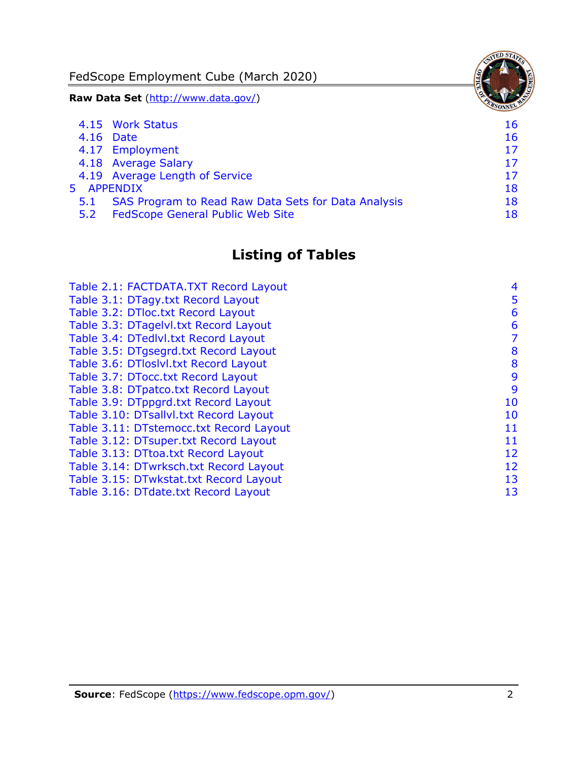4.15 Work Status 16
4.16 Date 16
4.17 Employment 17
4.18 Average Salary 17
4.19 Average Length of Service 17

5 APPENDIX 18

5.1 SAS Program to Read Raw Data Sets for Data Analysis 18
5.2 FedScope General Public Web Site 18

## Listing of Tables

Table 2.1: FACTDATA.TXT Record Layout 4
Table 3.1: DTagy.txt Record Layout 5
Table 3.2: DTloc.txt Record Layout 6
Table 3.3: DTagelvl.txt Record Layout 6
Table 3.4: DTedlvl.txt Record Layout 7
Table 3.5: DTgsegrd.txt Record Layout 8
Table 3.6: DTloslvl.txt Record Layout 8
Table 3.7: DTocc.txt Record Layout 9
Table 3.8: DTpatco.txt Record Layout 9
Table 3.9: DTppgrd.txt Record Layout 10
Table 3.10: DTsallvl.txt Record Layout 10
Table 3.11: DTstemocc.txt Record Layout 11
Table 3.12: DTsuper.txt Record Layout 11
Table 3.13: DTtoa.txt Record Layout 12
Table 3.14: DTwrksch.txt Record Layout 12
Table 3.15: DTwkstat.txt Record Layout 13
Table 3.16: DTdate.txt Record Layout 13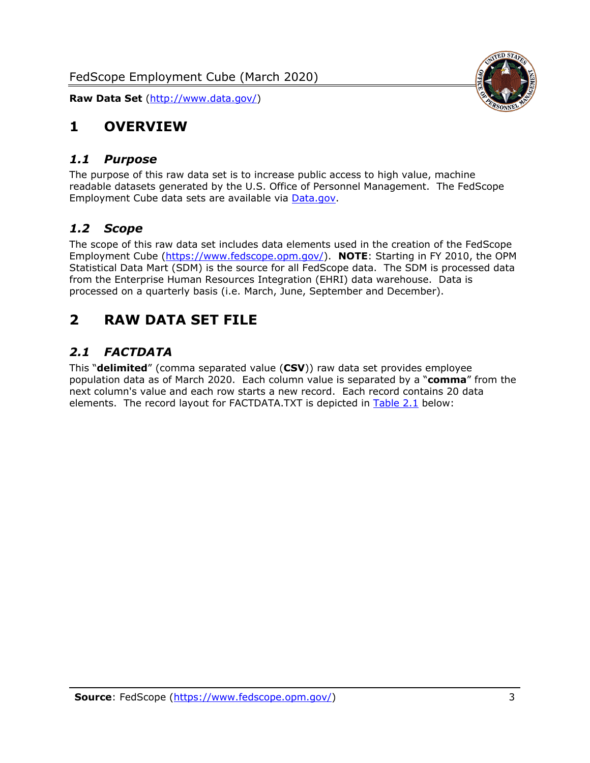# 1 OVERVIEW

## *1.1 Purpose*

The purpose of this raw data set is to increase public access to high value, machine readable datasets generated by the U.S. Office of Personnel Management. The FedScope Employment Cube data sets are available via [Data.gov](http://www.data.gov/).

## *1.2 Scope*

The scope of this raw data set includes data elements used in the creation of the FedScope Employment Cube ([https://www.fedscope.opm.gov/](https://www.fedscope.opm.gov/)). **NOTE**: Starting in FY 2010, the OPM Statistical Data Mart (SDM) is the source for all FedScope data. The SDM is processed data from the Enterprise Human Resources Integration (EHRI) data warehouse. Data is processed on a quarterly basis (i.e. March, June, September and December).

# 2 RAW DATA SET FILE

## *2.1 FACTDATA*

This "**delimited**" (comma separated value (**CSV**)) raw data set provides employee population data as of March 2020. Each column value is separated by a "**comma**" from the next column's value and each row starts a new record. Each record contains 20 data elements. The record layout for FACTDATA.TXT is depicted in Table 2.1 below: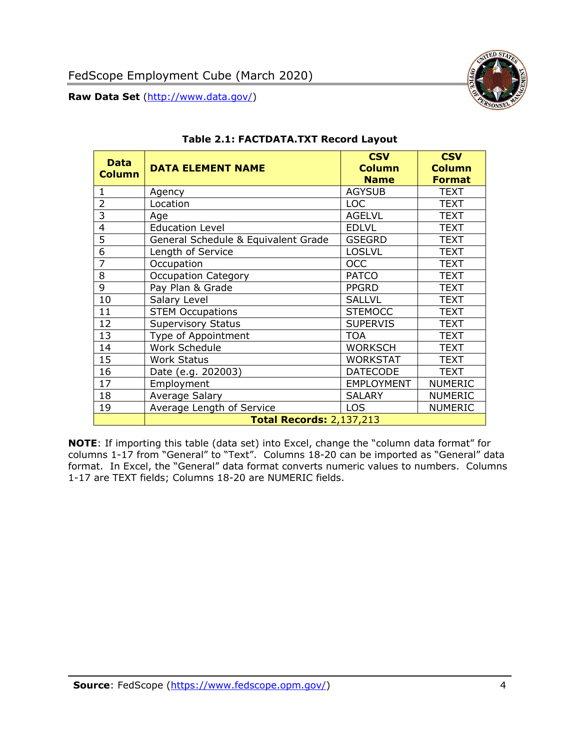### Table 2.1: FACTDATA.TXT Record Layout

| Data Column | DATA ELEMENT NAME | CSV Column Name | CSV Column Format |
|---|---|---|---|
| 1 | Agency | AGYSUB | TEXT |
| 2 | Location | LOC | TEXT |
| 3 | Age | AGELVL | TEXT |
| 4 | Education Level | EDLVL | TEXT |
| 5 | General Schedule & Equivalent Grade | GSEGRD | TEXT |
| 6 | Length of Service | LOSLVL | TEXT |
| 7 | Occupation | OCC | TEXT |
| 8 | Occupation Category | PATCO | TEXT |
| 9 | Pay Plan & Grade | PPGRD | TEXT |
| 10 | Salary Level | SALLVL | TEXT |
| 11 | STEM Occupations | STEMOCC | TEXT |
| 12 | Supervisory Status | SUPERVIS | TEXT |
| 13 | Type of Appointment | TOA | TEXT |
| 14 | Work Schedule | WORKSCH | TEXT |
| 15 | Work Status | WORKSTAT | TEXT |
| 16 | Date (e.g. 202003) | DATECODE | TEXT |
| 17 | Employment | EMPLOYMENT | NUMERIC |
| 18 | Average Salary | SALARY | NUMERIC |
| 19 | Average Length of Service | LOS | NUMERIC |
| | **Total Records:** 2,137,213 | | |

**NOTE**: If importing this table (data set) into Excel, change the "column data format" for columns 1-17 from "General" to "Text". Columns 18-20 can be imported as "General" data format. In Excel, the "General" data format converts numeric values to numbers. Columns 1-17 are TEXT fields; Columns 18-20 are NUMERIC fields.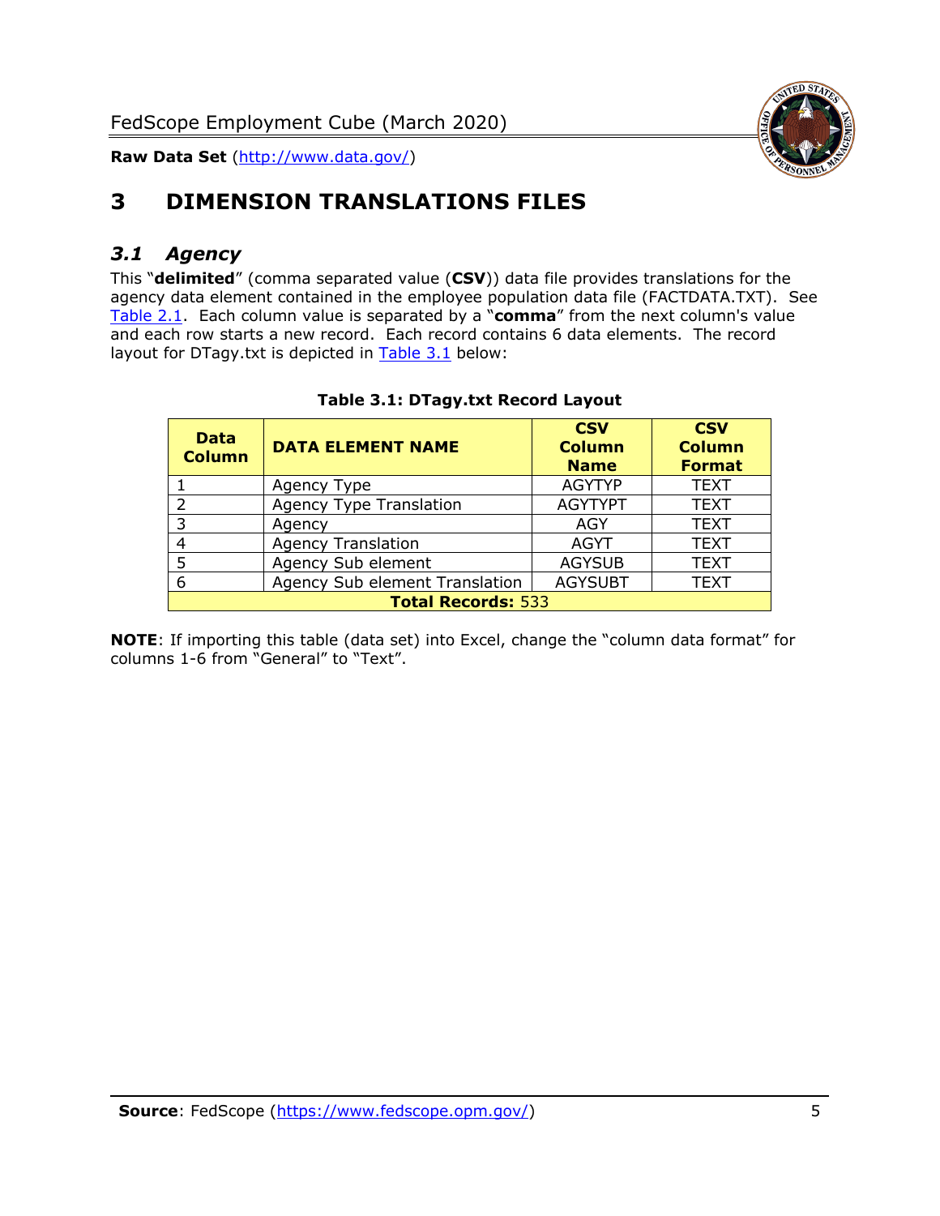# 3 DIMENSION TRANSLATIONS FILES

## *3.1 Agency*

This "**delimited**" (comma separated value (**CSV**)) data file provides translations for the agency data element contained in the employee population data file (FACTDATA.TXT). See Table 2.1. Each column value is separated by a "**comma**" from the next column's value and each row starts a new record. Each record contains 6 data elements. The record layout for DTagy.txt is depicted in Table 3.1 below:

**Table 3.1: DTagy.txt Record Layout**

| Data Column | DATA ELEMENT NAME | CSV Column Name | CSV Column Format |
|---|---|---|---|
| 1 | Agency Type | AGYTYP | TEXT |
| 2 | Agency Type Translation | AGYTYPT | TEXT |
| 3 | Agency | AGY | TEXT |
| 4 | Agency Translation | AGYT | TEXT |
| 5 | Agency Sub element | AGYSUB | TEXT |
| 6 | Agency Sub element Translation | AGYSUBT | TEXT |
| **Total Records:** 533 | | | |

**NOTE**: If importing this table (data set) into Excel, change the "column data format" for columns 1-6 from "General" to "Text".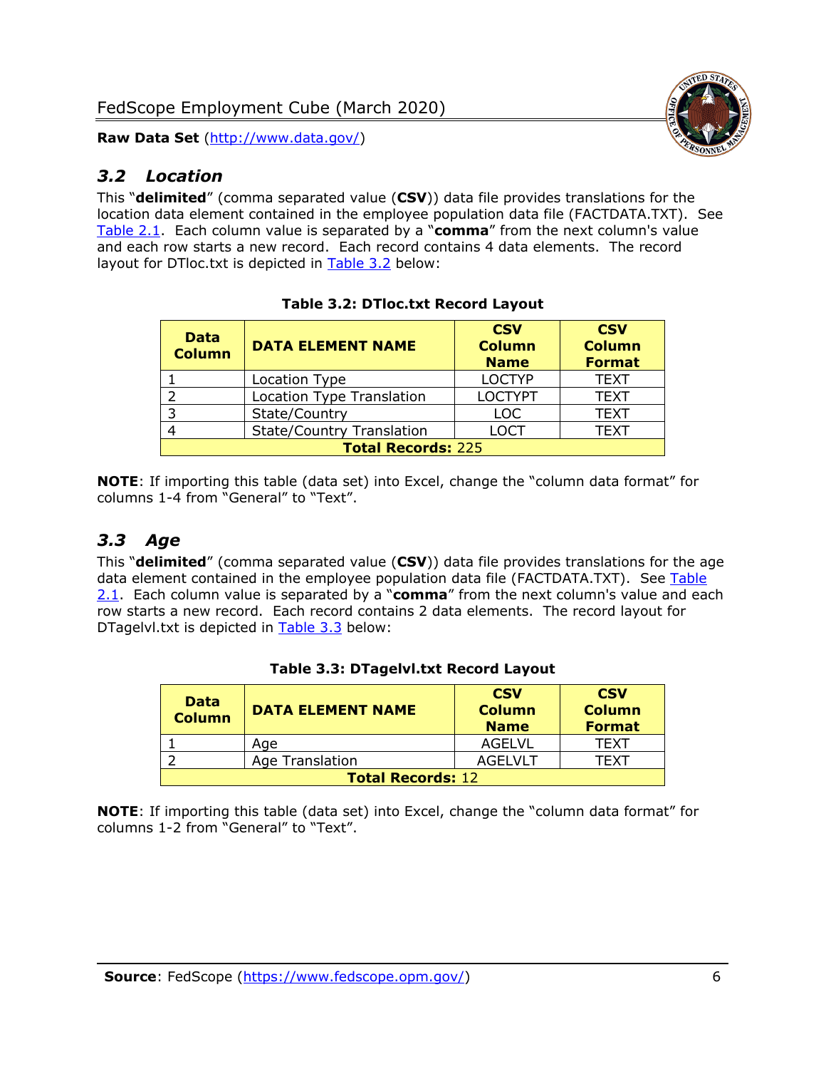## *3.2 Location*

This "**delimited**" (comma separated value (**CSV**)) data file provides translations for the location data element contained in the employee population data file (FACTDATA.TXT). See Table 2.1. Each column value is separated by a "**comma**" from the next column's value and each row starts a new record. Each record contains 4 data elements. The record layout for DTloc.txt is depicted in Table 3.2 below:

**Table 3.2: DTloc.txt Record Layout**

| Data Column | DATA ELEMENT NAME | CSV Column Name | CSV Column Format |
|---|---|---|---|
| 1 | Location Type | LOCTYP | TEXT |
| 2 | Location Type Translation | LOCTYPT | TEXT |
| 3 | State/Country | LOC | TEXT |
| 4 | State/Country Translation | LOCT | TEXT |
| **Total Records:** 225 | | | |

**NOTE**: If importing this table (data set) into Excel, change the "column data format" for columns 1-4 from "General" to "Text".

## *3.3 Age*

This "**delimited**" (comma separated value (**CSV**)) data file provides translations for the age data element contained in the employee population data file (FACTDATA.TXT). See Table 2.1. Each column value is separated by a "**comma**" from the next column's value and each row starts a new record. Each record contains 2 data elements. The record layout for DTagelvl.txt is depicted in Table 3.3 below:

**Table 3.3: DTagelvl.txt Record Layout**

| Data Column | DATA ELEMENT NAME | CSV Column Name | CSV Column Format |
|---|---|---|---|
| 1 | Age | AGELVL | TEXT |
| 2 | Age Translation | AGELVLT | TEXT |
| **Total Records:** 12 | | | |

**NOTE**: If importing this table (data set) into Excel, change the "column data format" for columns 1-2 from "General" to "Text".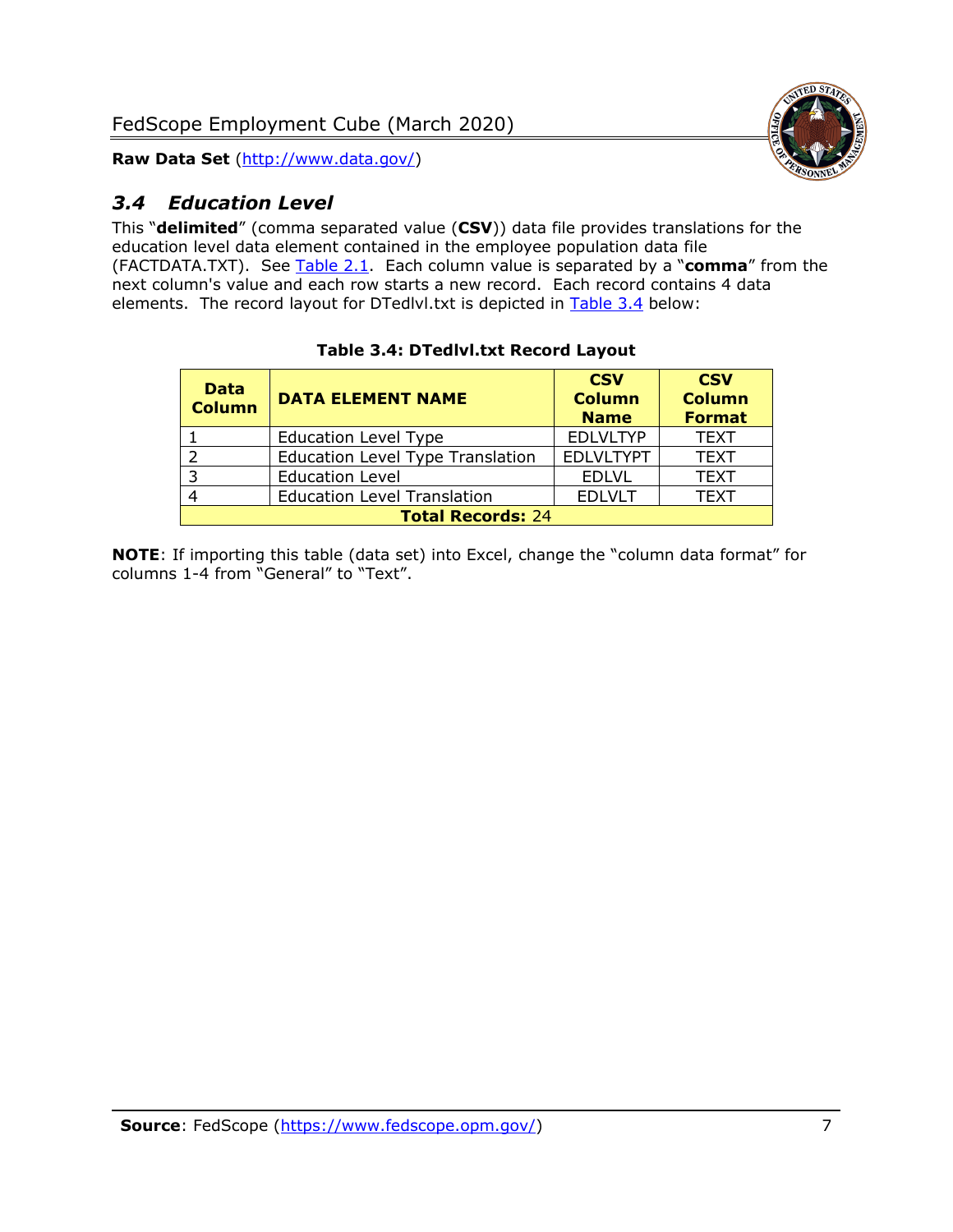### *3.4 Education Level*

This "**delimited**" (comma separated value (**CSV**)) data file provides translations for the education level data element contained in the employee population data file (FACTDATA.TXT). See Table 2.1. Each column value is separated by a "**comma**" from the next column's value and each row starts a new record. Each record contains 4 data elements. The record layout for DTedlvl.txt is depicted in Table 3.4 below:

**Table 3.4: DTedlvl.txt Record Layout**

| Data Column | DATA ELEMENT NAME | CSV Column Name | CSV Column Format |
|---|---|---|---|
| 1 | Education Level Type | EDLVLTYP | TEXT |
| 2 | Education Level Type Translation | EDLVLTYPT | TEXT |
| 3 | Education Level | EDLVL | TEXT |
| 4 | Education Level Translation | EDLVLT | TEXT |
| **Total Records:** 24 | | | |

**NOTE**: If importing this table (data set) into Excel, change the "column data format" for columns 1-4 from "General" to "Text".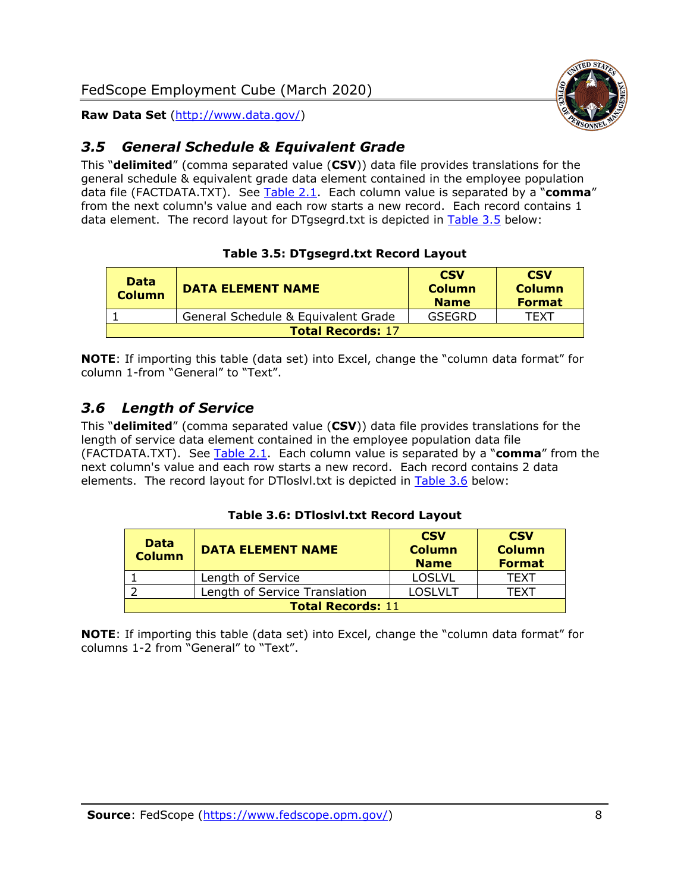## *3.5 General Schedule & Equivalent Grade*

This "**delimited**" (comma separated value (**CSV**)) data file provides translations for the general schedule & equivalent grade data element contained in the employee population data file (FACTDATA.TXT). See Table 2.1. Each column value is separated by a "**comma**" from the next column's value and each row starts a new record. Each record contains 1 data element. The record layout for DTgsegrd.txt is depicted in Table 3.5 below:

**Table 3.5: DTgsegrd.txt Record Layout**

| Data Column | DATA ELEMENT NAME | CSV Column Name | CSV Column Format |
|---|---|---|---|
| 1 | General Schedule & Equivalent Grade | GSEGRD | TEXT |
| **Total Records:** 17 | | | |

**NOTE**: If importing this table (data set) into Excel, change the "column data format" for column 1-from "General" to "Text".

## *3.6 Length of Service*

This "**delimited**" (comma separated value (**CSV**)) data file provides translations for the length of service data element contained in the employee population data file (FACTDATA.TXT). See Table 2.1. Each column value is separated by a "**comma**" from the next column's value and each row starts a new record. Each record contains 2 data elements. The record layout for DTloslvl.txt is depicted in Table 3.6 below:

**Table 3.6: DTloslvl.txt Record Layout**

| Data Column | DATA ELEMENT NAME | CSV Column Name | CSV Column Format |
|---|---|---|---|
| 1 | Length of Service | LOSLVL | TEXT |
| 2 | Length of Service Translation | LOSLVLT | TEXT |
| **Total Records:** 11 | | | |

**NOTE**: If importing this table (data set) into Excel, change the "column data format" for columns 1-2 from "General" to "Text".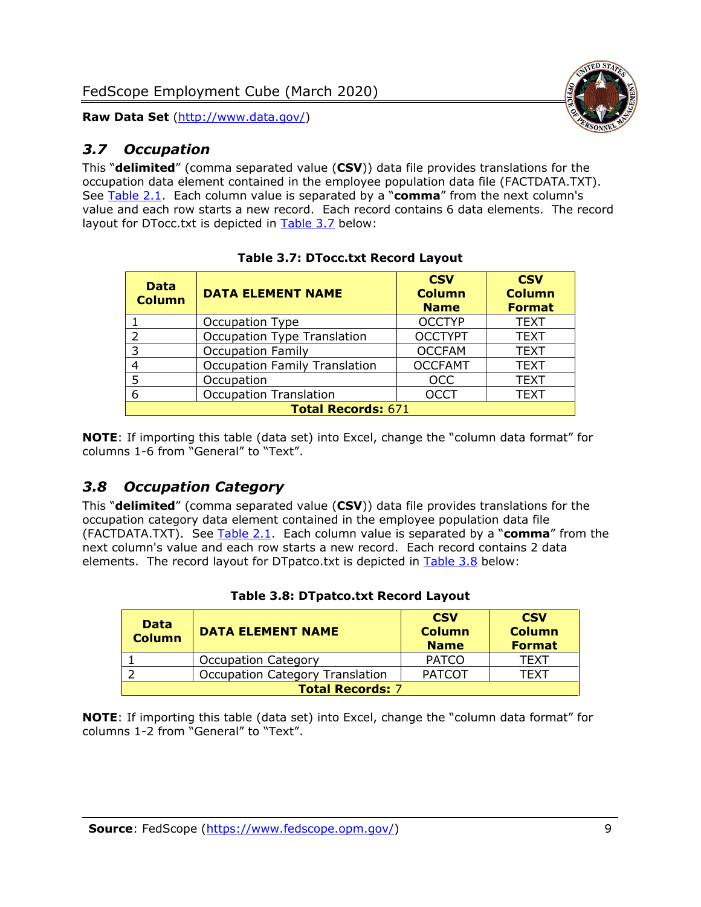## 3.7 Occupation

This "**delimited**" (comma separated value (**CSV**)) data file provides translations for the occupation data element contained in the employee population data file (FACTDATA.TXT). See Table 2.1. Each column value is separated by a "**comma**" from the next column's value and each row starts a new record. Each record contains 6 data elements. The record layout for DTocc.txt is depicted in Table 3.7 below:

**Table 3.7: DTocc.txt Record Layout**

| Data Column | DATA ELEMENT NAME | CSV Column Name | CSV Column Format |
|---|---|---|---|
| 1 | Occupation Type | OCCTYP | TEXT |
| 2 | Occupation Type Translation | OCCTYPT | TEXT |
| 3 | Occupation Family | OCCFAM | TEXT |
| 4 | Occupation Family Translation | OCCFAMT | TEXT |
| 5 | Occupation | OCC | TEXT |
| 6 | Occupation Translation | OCCT | TEXT |
| **Total Records:** 671 | | | |

**NOTE**: If importing this table (data set) into Excel, change the "column data format" for columns 1-6 from "General" to "Text".

## 3.8 Occupation Category

This "**delimited**" (comma separated value (**CSV**)) data file provides translations for the occupation category data element contained in the employee population data file (FACTDATA.TXT). See Table 2.1. Each column value is separated by a "**comma**" from the next column's value and each row starts a new record. Each record contains 2 data elements. The record layout for DTpatco.txt is depicted in Table 3.8 below:

**Table 3.8: DTpatco.txt Record Layout**

| Data Column | DATA ELEMENT NAME | CSV Column Name | CSV Column Format |
|---|---|---|---|
| 1 | Occupation Category | PATCO | TEXT |
| 2 | Occupation Category Translation | PATCOT | TEXT |
| **Total Records:** 7 | | | |

**NOTE**: If importing this table (data set) into Excel, change the "column data format" for columns 1-2 from "General" to "Text".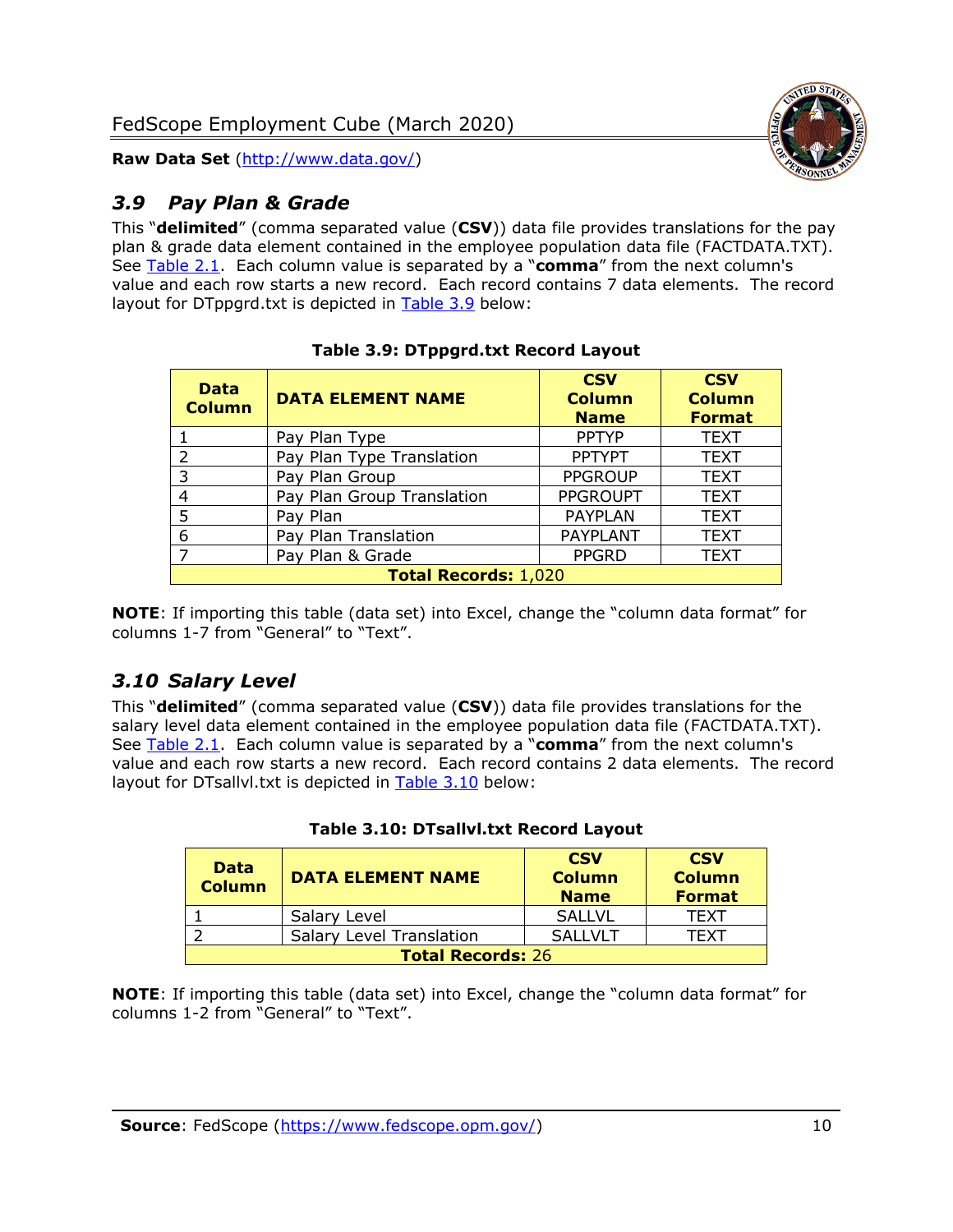## 3.9 Pay Plan & Grade

This "**delimited**" (comma separated value (**CSV**)) data file provides translations for the pay plan & grade data element contained in the employee population data file (FACTDATA.TXT). See Table 2.1. Each column value is separated by a "**comma**" from the next column's value and each row starts a new record. Each record contains 7 data elements. The record layout for DTppgrd.txt is depicted in Table 3.9 below:

**Table 3.9: DTppgrd.txt Record Layout**

| Data Column | DATA ELEMENT NAME | CSV Column Name | CSV Column Format |
|---|---|---|---|
| 1 | Pay Plan Type | PPTYP | TEXT |
| 2 | Pay Plan Type Translation | PPTYPT | TEXT |
| 3 | Pay Plan Group | PPGROUP | TEXT |
| 4 | Pay Plan Group Translation | PPGROUPT | TEXT |
| 5 | Pay Plan | PAYPLAN | TEXT |
| 6 | Pay Plan Translation | PAYPLANT | TEXT |
| 7 | Pay Plan & Grade | PPGRD | TEXT |
| **Total Records:** 1,020 | | | |

**NOTE**: If importing this table (data set) into Excel, change the "column data format" for columns 1-7 from "General" to "Text".

## 3.10 Salary Level

This "**delimited**" (comma separated value (**CSV**)) data file provides translations for the salary level data element contained in the employee population data file (FACTDATA.TXT). See Table 2.1. Each column value is separated by a "**comma**" from the next column's value and each row starts a new record. Each record contains 2 data elements. The record layout for DTsallvl.txt is depicted in Table 3.10 below:

**Table 3.10: DTsallvl.txt Record Layout**

| Data Column | DATA ELEMENT NAME | CSV Column Name | CSV Column Format |
|---|---|---|---|
| 1 | Salary Level | SALLVL | TEXT |
| 2 | Salary Level Translation | SALLVLT | TEXT |
| **Total Records:** 26 | | | |

**NOTE**: If importing this table (data set) into Excel, change the "column data format" for columns 1-2 from "General" to "Text".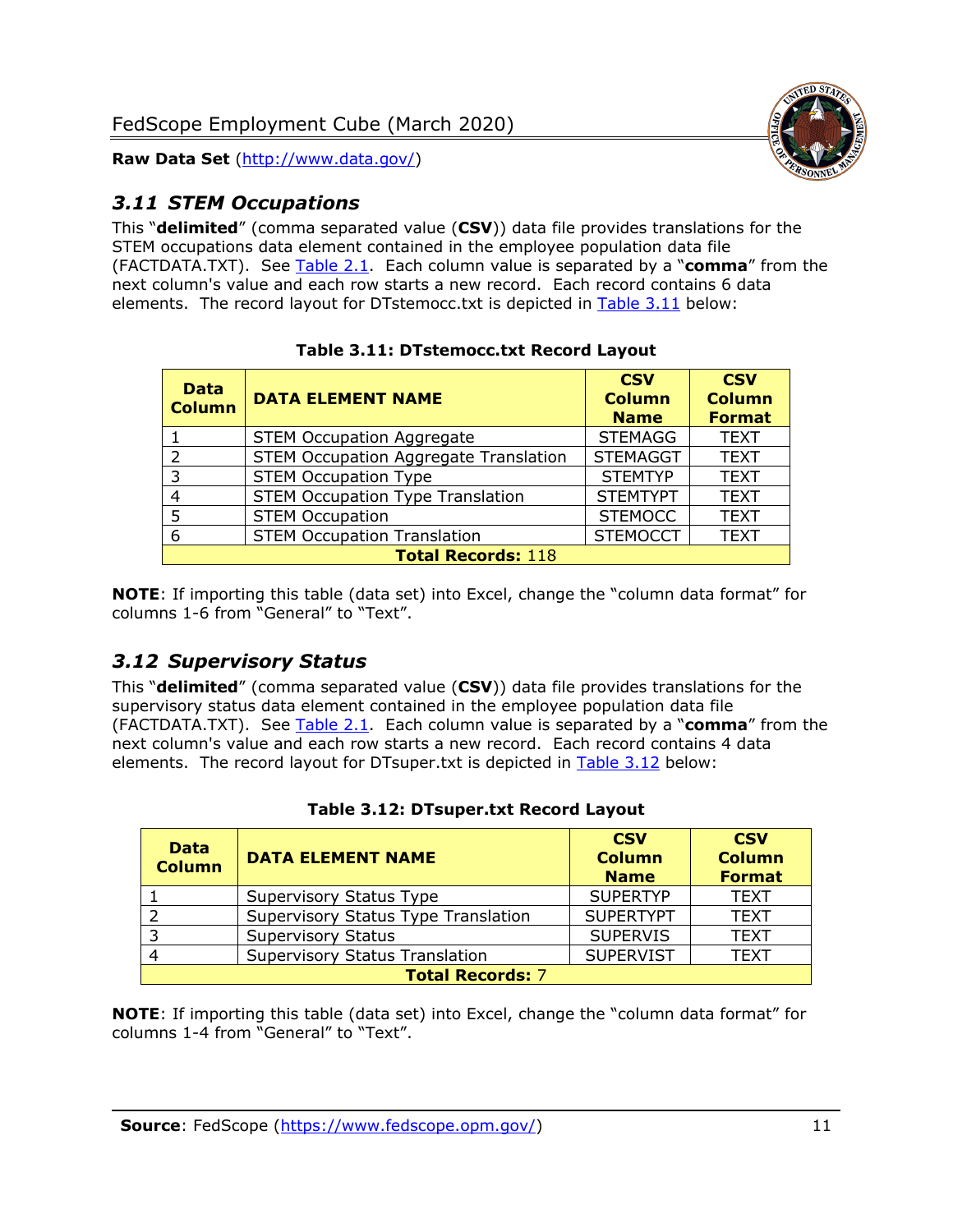## 3.11 STEM Occupations

This "**delimited**" (comma separated value (**CSV**)) data file provides translations for the STEM occupations data element contained in the employee population data file (FACTDATA.TXT). See Table 2.1. Each column value is separated by a "**comma**" from the next column's value and each row starts a new record. Each record contains 6 data elements. The record layout for DTstemocc.txt is depicted in Table 3.11 below:

**Table 3.11: DTstemocc.txt Record Layout**

| Data Column | DATA ELEMENT NAME | CSV Column Name | CSV Column Format |
|---|---|---|---|
| 1 | STEM Occupation Aggregate | STEMAGG | TEXT |
| 2 | STEM Occupation Aggregate Translation | STEMAGGT | TEXT |
| 3 | STEM Occupation Type | STEMTYP | TEXT |
| 4 | STEM Occupation Type Translation | STEMTYPT | TEXT |
| 5 | STEM Occupation | STEMOCC | TEXT |
| 6 | STEM Occupation Translation | STEMOCCT | TEXT |
| **Total Records:** 118 | | | |

**NOTE**: If importing this table (data set) into Excel, change the "column data format" for columns 1-6 from "General" to "Text".

## 3.12 Supervisory Status

This "**delimited**" (comma separated value (**CSV**)) data file provides translations for the supervisory status data element contained in the employee population data file (FACTDATA.TXT). See Table 2.1. Each column value is separated by a "**comma**" from the next column's value and each row starts a new record. Each record contains 4 data elements. The record layout for DTsuper.txt is depicted in Table 3.12 below:

**Table 3.12: DTsuper.txt Record Layout**

| Data Column | DATA ELEMENT NAME | CSV Column Name | CSV Column Format |
|---|---|---|---|
| 1 | Supervisory Status Type | SUPERTYP | TEXT |
| 2 | Supervisory Status Type Translation | SUPERTYPT | TEXT |
| 3 | Supervisory Status | SUPERVIS | TEXT |
| 4 | Supervisory Status Translation | SUPERVIST | TEXT |
| **Total Records:** 7 | | | |

**NOTE**: If importing this table (data set) into Excel, change the "column data format" for columns 1-4 from "General" to "Text".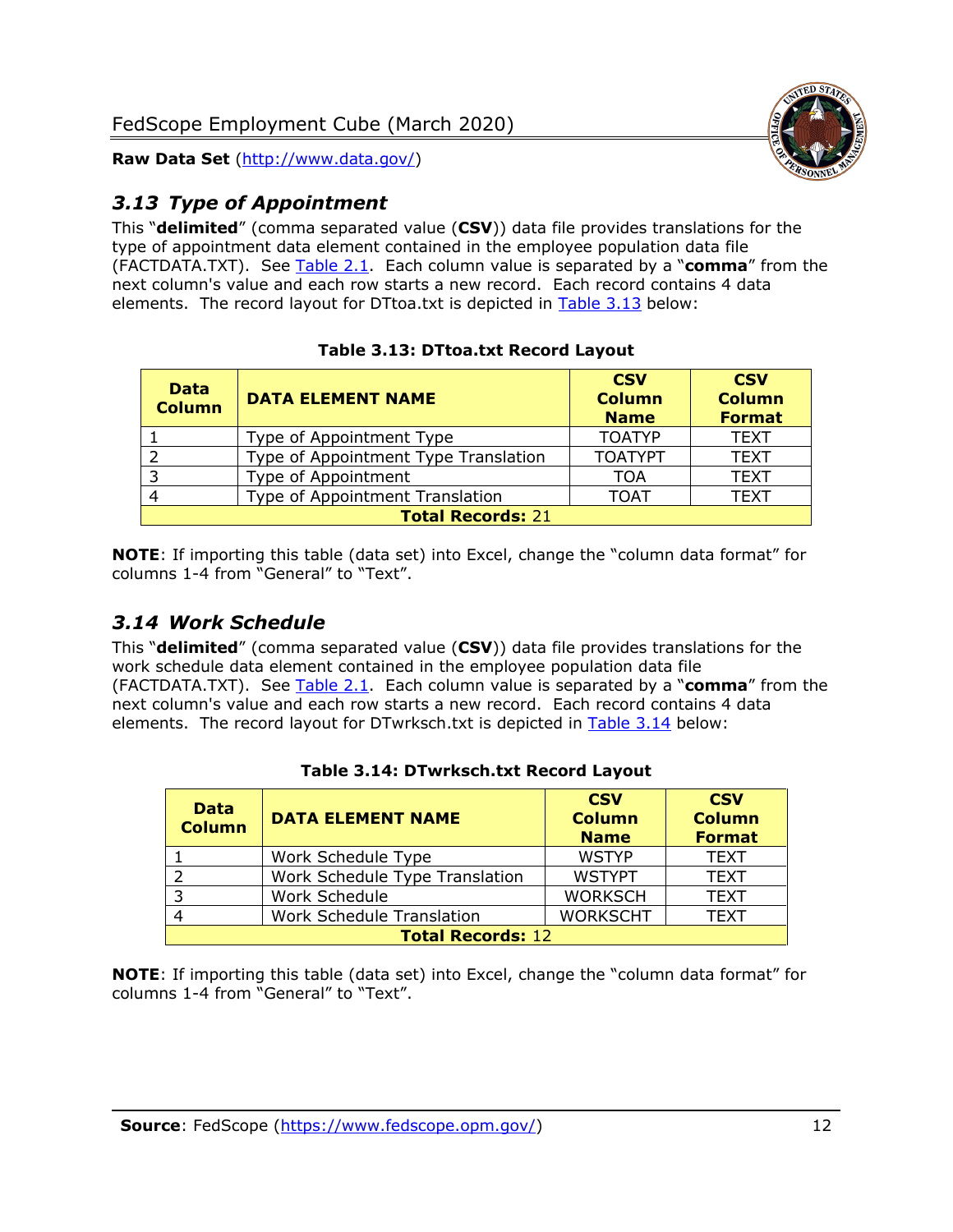## 3.13 Type of Appointment

This "**delimited**" (comma separated value (**CSV**)) data file provides translations for the type of appointment data element contained in the employee population data file (FACTDATA.TXT). See Table 2.1. Each column value is separated by a "**comma**" from the next column's value and each row starts a new record. Each record contains 4 data elements. The record layout for DTtoa.txt is depicted in Table 3.13 below:

**Table 3.13: DTtoa.txt Record Layout**

| Data Column | DATA ELEMENT NAME | CSV Column Name | CSV Column Format |
|---|---|---|---|
| 1 | Type of Appointment Type | TOATYP | TEXT |
| 2 | Type of Appointment Type Translation | TOATYPT | TEXT |
| 3 | Type of Appointment | TOA | TEXT |
| 4 | Type of Appointment Translation | TOAT | TEXT |
| **Total Records:** 21 | | | |

**NOTE**: If importing this table (data set) into Excel, change the "column data format" for columns 1-4 from "General" to "Text".

## 3.14 Work Schedule

This "**delimited**" (comma separated value (**CSV**)) data file provides translations for the work schedule data element contained in the employee population data file (FACTDATA.TXT). See Table 2.1. Each column value is separated by a "**comma**" from the next column's value and each row starts a new record. Each record contains 4 data elements. The record layout for DTwrksch.txt is depicted in Table 3.14 below:

**Table 3.14: DTwrksch.txt Record Layout**

| Data Column | DATA ELEMENT NAME | CSV Column Name | CSV Column Format |
|---|---|---|---|
| 1 | Work Schedule Type | WSTYP | TEXT |
| 2 | Work Schedule Type Translation | WSTYPT | TEXT |
| 3 | Work Schedule | WORKSCH | TEXT |
| 4 | Work Schedule Translation | WORKSCHT | TEXT |
| **Total Records:** 12 | | | |

**NOTE**: If importing this table (data set) into Excel, change the "column data format" for columns 1-4 from "General" to "Text".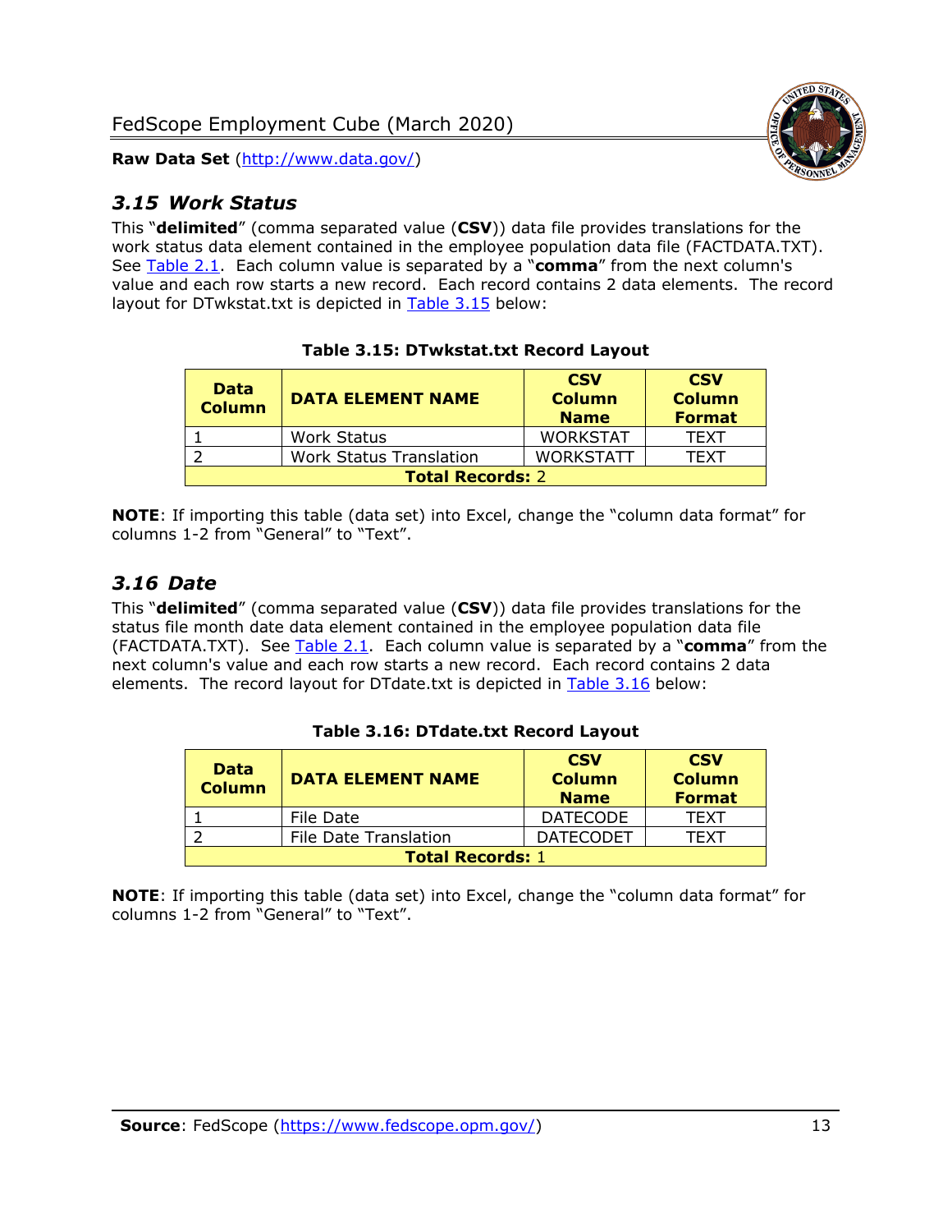## 3.15 Work Status

This "**delimited**" (comma separated value (**CSV**)) data file provides translations for the work status data element contained in the employee population data file (FACTDATA.TXT). See Table 2.1. Each column value is separated by a "**comma**" from the next column's value and each row starts a new record. Each record contains 2 data elements. The record layout for DTwkstat.txt is depicted in Table 3.15 below:

**Table 3.15: DTwkstat.txt Record Layout**

| Data Column | DATA ELEMENT NAME | CSV Column Name | CSV Column Format |
|---|---|---|---|
| 1 | Work Status | WORKSTAT | TEXT |
| 2 | Work Status Translation | WORKSTATT | TEXT |
| **Total Records:** 2 | | | |

**NOTE**: If importing this table (data set) into Excel, change the "column data format" for columns 1-2 from "General" to "Text".

## 3.16 Date

This "**delimited**" (comma separated value (**CSV**)) data file provides translations for the status file month date data element contained in the employee population data file (FACTDATA.TXT). See Table 2.1. Each column value is separated by a "**comma**" from the next column's value and each row starts a new record. Each record contains 2 data elements. The record layout for DTdate.txt is depicted in Table 3.16 below:

**Table 3.16: DTdate.txt Record Layout**

| Data Column | DATA ELEMENT NAME | CSV Column Name | CSV Column Format |
|---|---|---|---|
| 1 | File Date | DATECODE | TEXT |
| 2 | File Date Translation | DATECODET | TEXT |
| **Total Records:** 1 | | | |

**NOTE**: If importing this table (data set) into Excel, change the "column data format" for columns 1-2 from "General" to "Text".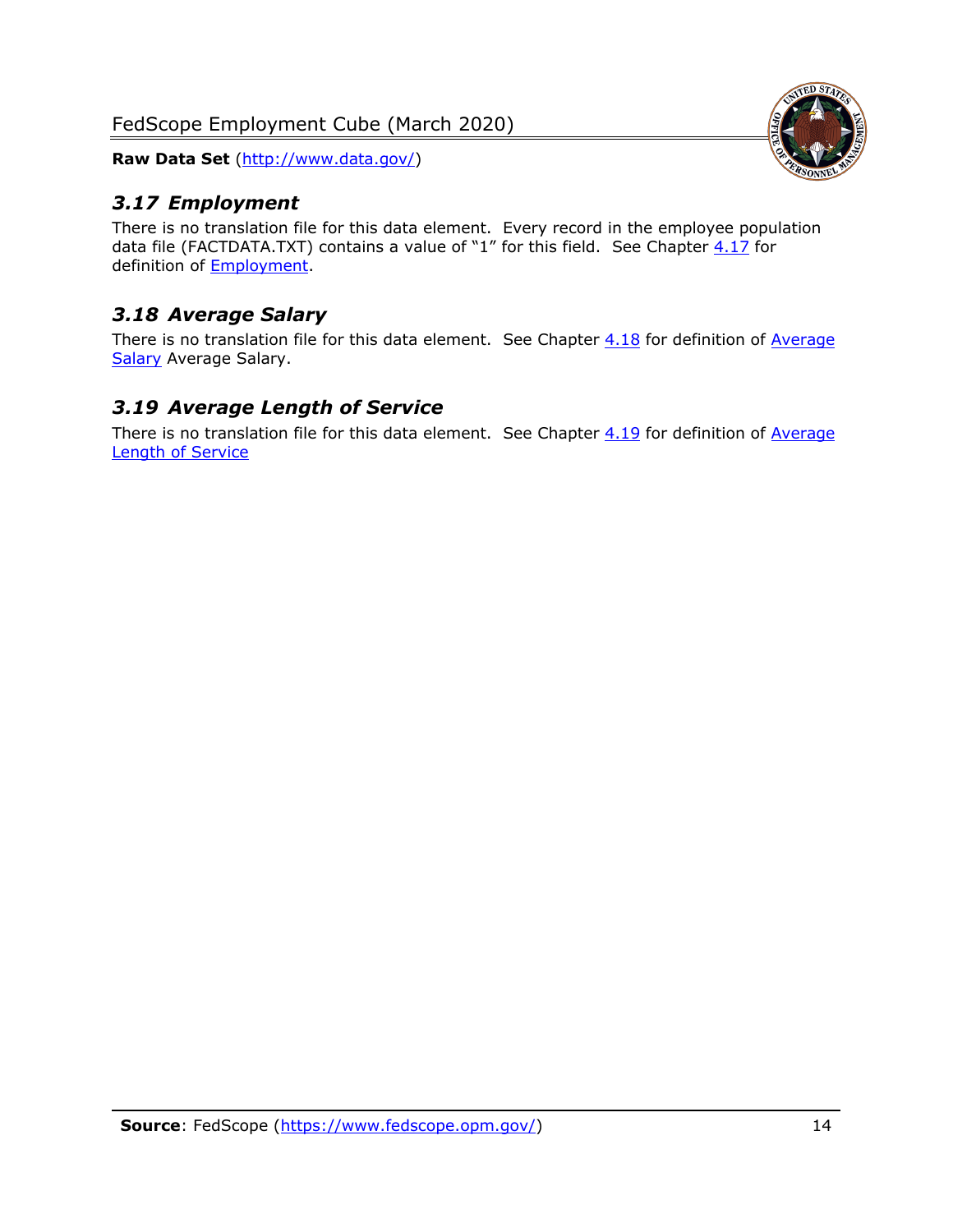### *3.17 Employment*

There is no translation file for this data element. Every record in the employee population data file (FACTDATA.TXT) contains a value of "1" for this field. See Chapter 4.17 for definition of Employment.

### *3.18 Average Salary*

There is no translation file for this data element. See Chapter 4.18 for definition of Average Salary Average Salary.

### *3.19 Average Length of Service*

There is no translation file for this data element. See Chapter 4.19 for definition of Average Length of Service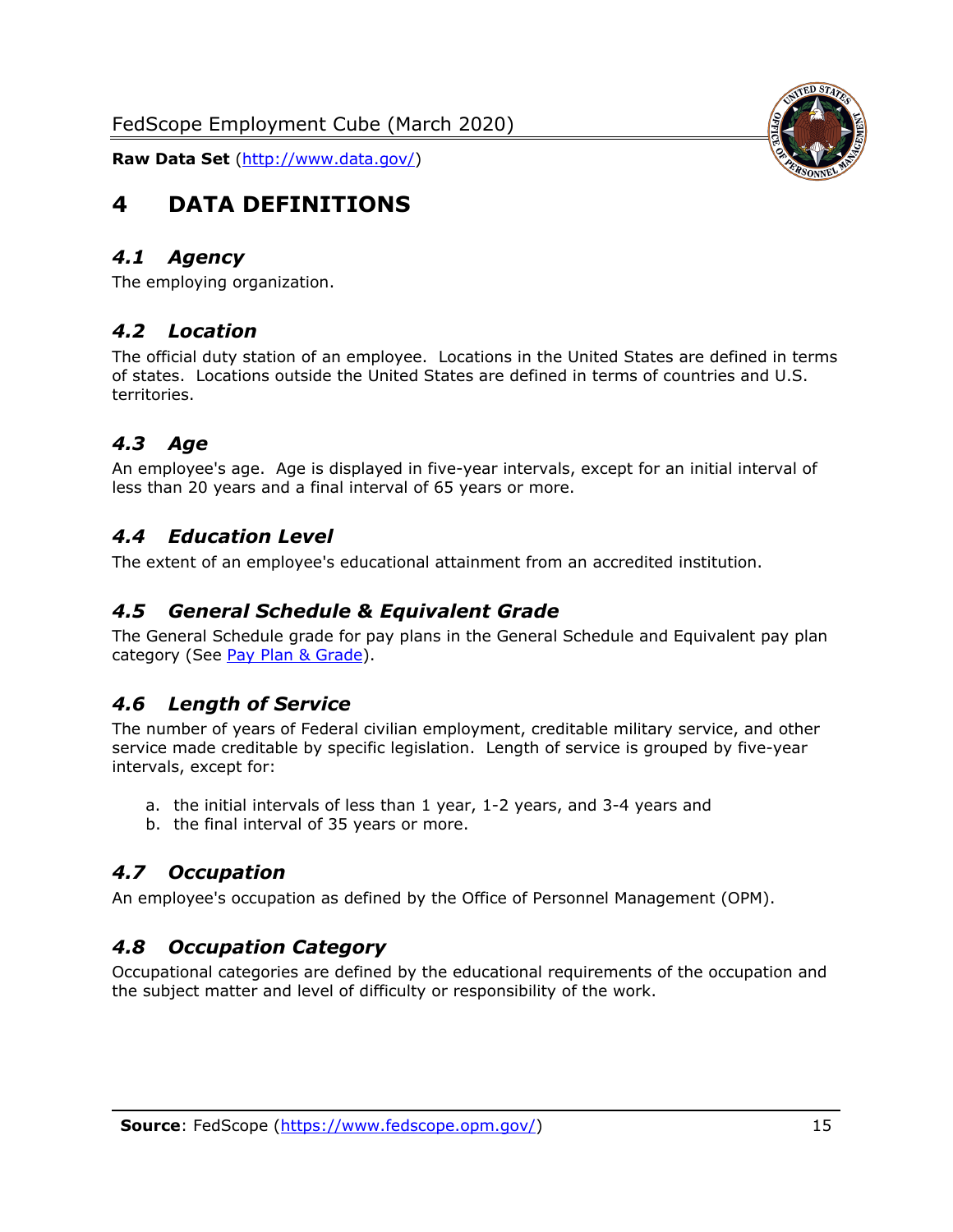# 4 DATA DEFINITIONS

## *4.1 Agency*

The employing organization.

## *4.2 Location*

The official duty station of an employee. Locations in the United States are defined in terms of states. Locations outside the United States are defined in terms of countries and U.S. territories.

## *4.3 Age*

An employee's age. Age is displayed in five-year intervals, except for an initial interval of less than 20 years and a final interval of 65 years or more.

## *4.4 Education Level*

The extent of an employee's educational attainment from an accredited institution.

## *4.5 General Schedule & Equivalent Grade*

The General Schedule grade for pay plans in the General Schedule and Equivalent pay plan category (See Pay Plan & Grade).

## *4.6 Length of Service*

The number of years of Federal civilian employment, creditable military service, and other service made creditable by specific legislation. Length of service is grouped by five-year intervals, except for:

a. the initial intervals of less than 1 year, 1-2 years, and 3-4 years and
b. the final interval of 35 years or more.

## *4.7 Occupation*

An employee's occupation as defined by the Office of Personnel Management (OPM).

## *4.8 Occupation Category*

Occupational categories are defined by the educational requirements of the occupation and the subject matter and level of difficulty or responsibility of the work.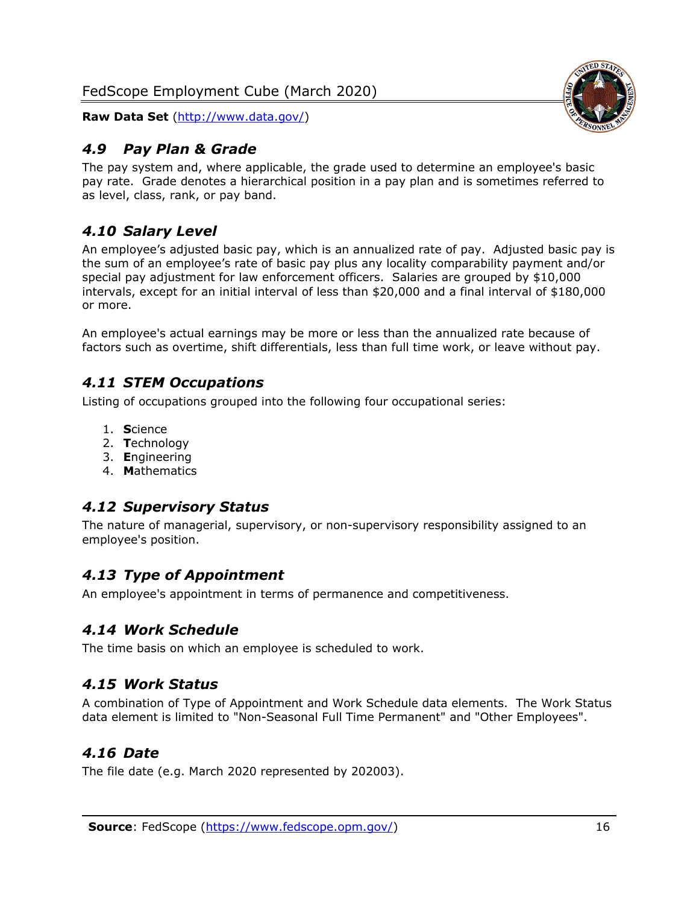### *4.9 Pay Plan & Grade*

The pay system and, where applicable, the grade used to determine an employee's basic pay rate. Grade denotes a hierarchical position in a pay plan and is sometimes referred to as level, class, rank, or pay band.

### *4.10 Salary Level*

An employee's adjusted basic pay, which is an annualized rate of pay. Adjusted basic pay is the sum of an employee's rate of basic pay plus any locality comparability payment and/or special pay adjustment for law enforcement officers. Salaries are grouped by $10,000 intervals, except for an initial interval of less than $20,000 and a final interval of $180,000 or more.

An employee's actual earnings may be more or less than the annualized rate because of factors such as overtime, shift differentials, less than full time work, or leave without pay.

### *4.11 STEM Occupations*

Listing of occupations grouped into the following four occupational series:

1. **S**cience
2. **T**echnology
3. **E**ngineering
4. **M**athematics

### *4.12 Supervisory Status*

The nature of managerial, supervisory, or non-supervisory responsibility assigned to an employee's position.

### *4.13 Type of Appointment*

An employee's appointment in terms of permanence and competitiveness.

### *4.14 Work Schedule*

The time basis on which an employee is scheduled to work.

### *4.15 Work Status*

A combination of Type of Appointment and Work Schedule data elements. The Work Status data element is limited to "Non-Seasonal Full Time Permanent" and "Other Employees".

### *4.16 Date*

The file date (e.g. March 2020 represented by 202003).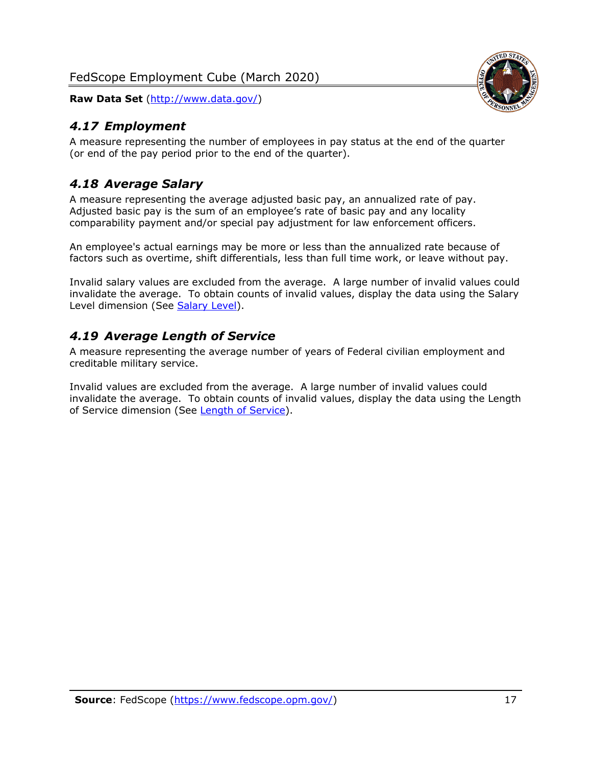## *4.17 Employment*

A measure representing the number of employees in pay status at the end of the quarter (or end of the pay period prior to the end of the quarter).

## *4.18 Average Salary*

A measure representing the average adjusted basic pay, an annualized rate of pay. Adjusted basic pay is the sum of an employee's rate of basic pay and any locality comparability payment and/or special pay adjustment for law enforcement officers.

An employee's actual earnings may be more or less than the annualized rate because of factors such as overtime, shift differentials, less than full time work, or leave without pay.

Invalid salary values are excluded from the average. A large number of invalid values could invalidate the average. To obtain counts of invalid values, display the data using the Salary Level dimension (See Salary Level).

## *4.19 Average Length of Service*

A measure representing the average number of years of Federal civilian employment and creditable military service.

Invalid values are excluded from the average. A large number of invalid values could invalidate the average. To obtain counts of invalid values, display the data using the Length of Service dimension (See Length of Service).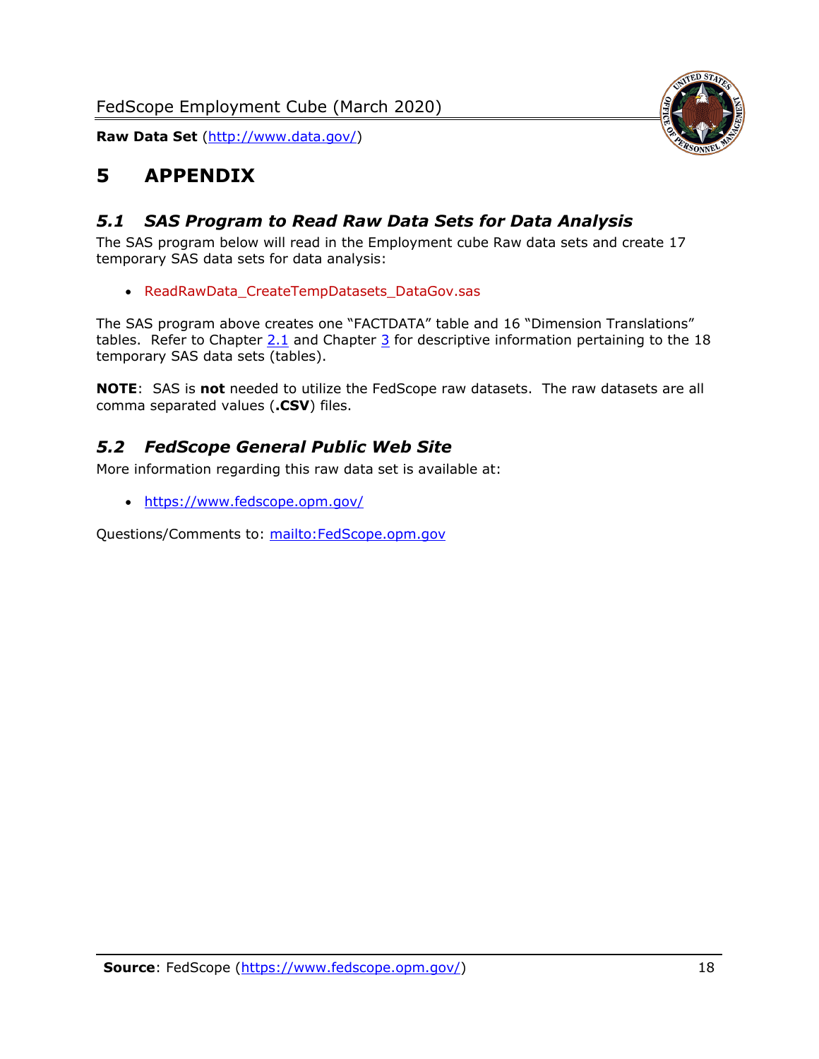# 5 APPENDIX

## 5.1 SAS Program to Read Raw Data Sets for Data Analysis

The SAS program below will read in the Employment cube Raw data sets and create 17 temporary SAS data sets for data analysis:

- ReadRawData_CreateTempDatasets_DataGov.sas

The SAS program above creates one "FACTDATA" table and 16 "Dimension Translations" tables. Refer to Chapter 2.1 and Chapter 3 for descriptive information pertaining to the 18 temporary SAS data sets (tables).

**NOTE**: SAS is **not** needed to utilize the FedScope raw datasets. The raw datasets are all comma separated values (**.CSV**) files.

## 5.2 FedScope General Public Web Site

More information regarding this raw data set is available at:

- https://www.fedscope.opm.gov/

Questions/Comments to: mailto:FedScope.opm.gov